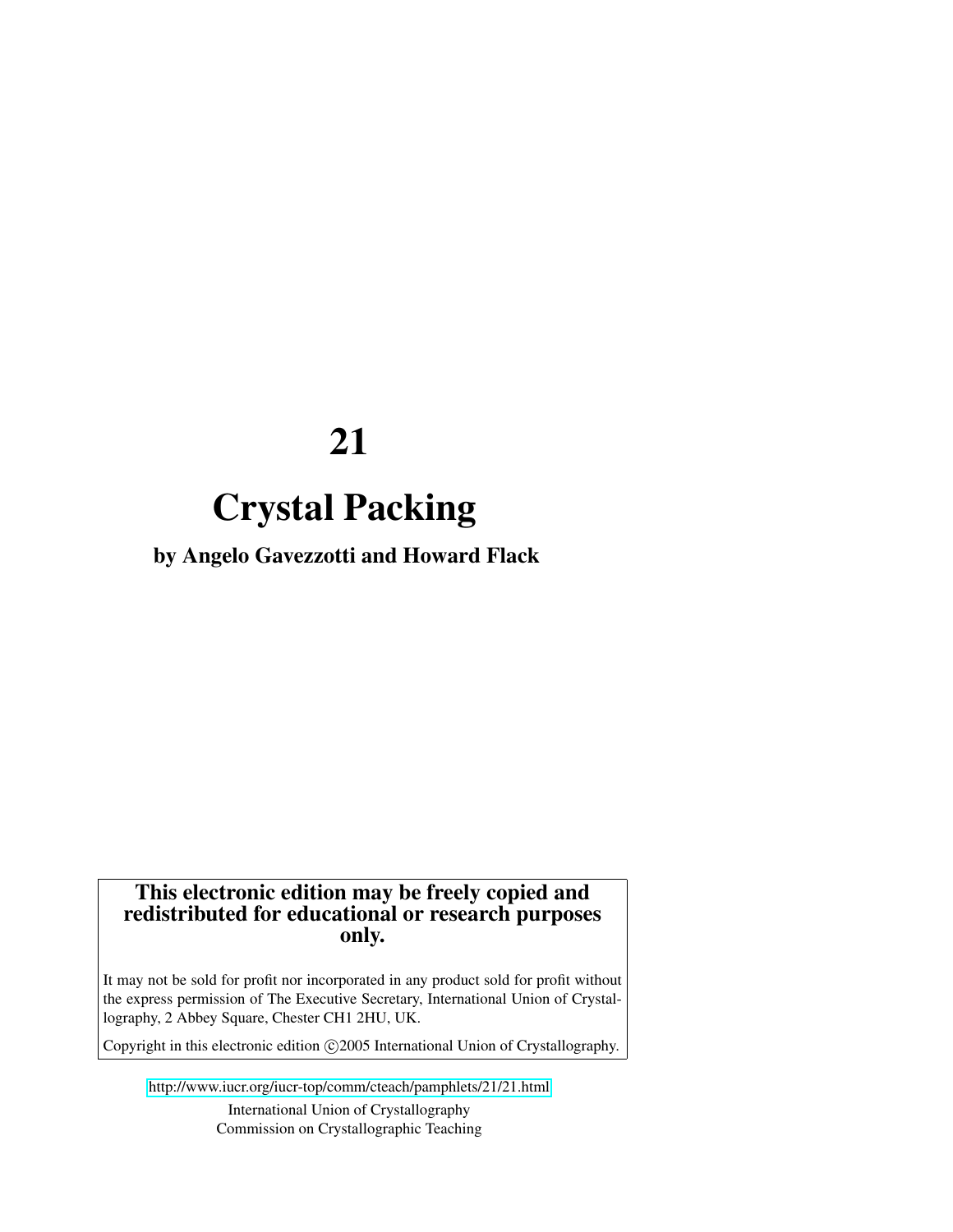# 21

# Crystal Packing

**by Angelo Gavezzotti and Howard Flack**

**This electronic edition may be freely copied and redistributed for educational or research purposes only.**

It may not be sold for profit nor incorporated in any product sold for profit without the express permission of The Executive Secretary, International Union of Crystallography, 2 Abbey Square, Chester CH1 2HU, UK.

Copyright in this electronic edition ©2005 International Union of Crystallography.

http://www.iucr.org/iucr-top/comm/cteach/pamphlets/21/21.html

International Union of Crystallography
Commission on Crystallographic Teaching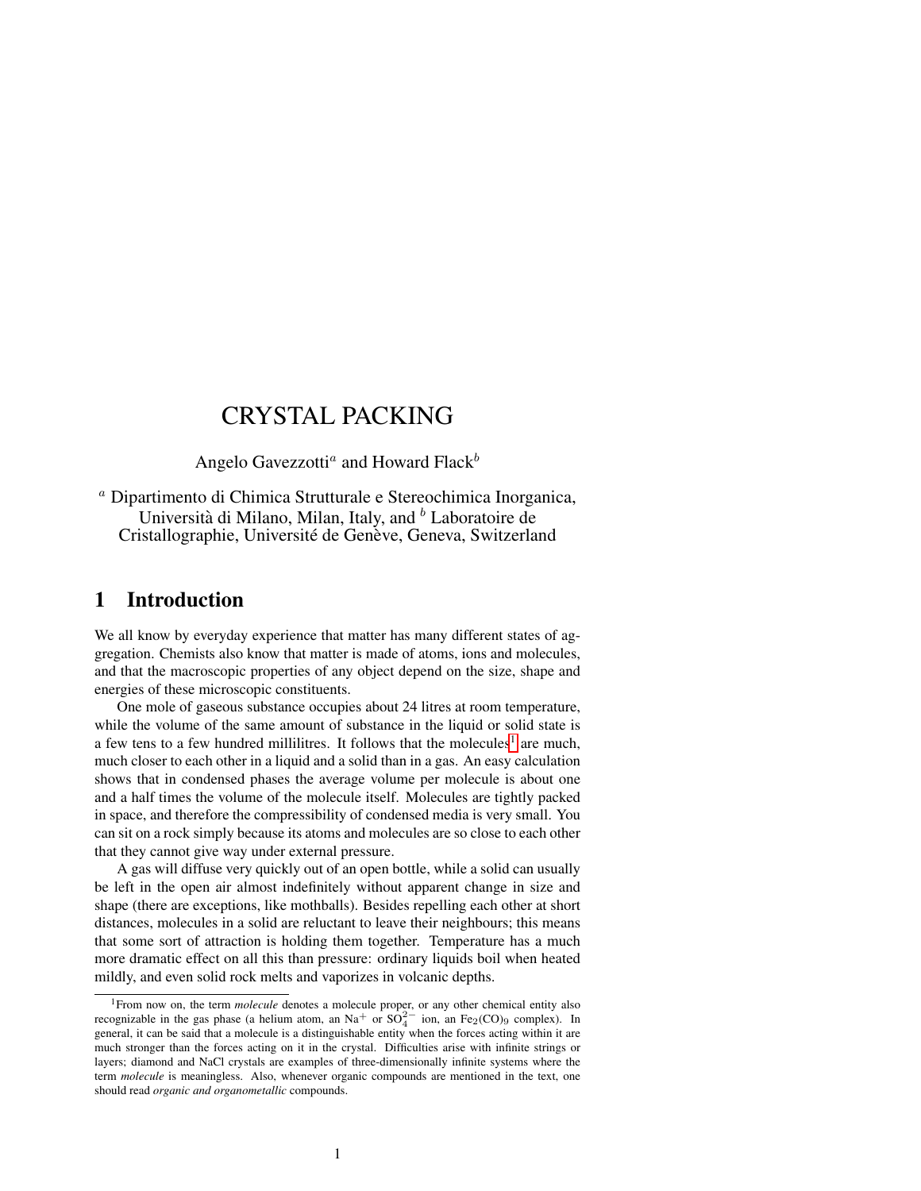# CRYSTAL PACKING

Angelo Gavezzotti[a] and Howard Flack[b]

[a] Dipartimento di Chimica Strutturale e Stereochimica Inorganica, Università di Milano, Milan, Italy, and [b] Laboratoire de Cristallographie, Université de Genève, Geneva, Switzerland

## 1 Introduction

We all know by everyday experience that matter has many different states of aggregation. Chemists also know that matter is made of atoms, ions and molecules, and that the macroscopic properties of any object depend on the size, shape and energies of these microscopic constituents.

One mole of gaseous substance occupies about 24 litres at room temperature, while the volume of the same amount of substance in the liquid or solid state is a few tens to a few hundred millilitres. It follows that the molecules[1] are much, much closer to each other in a liquid and a solid than in a gas. An easy calculation shows that in condensed phases the average volume per molecule is about one and a half times the volume of the molecule itself. Molecules are tightly packed in space, and therefore the compressibility of condensed media is very small. You can sit on a rock simply because its atoms and molecules are so close to each other that they cannot give way under external pressure.

A gas will diffuse very quickly out of an open bottle, while a solid can usually be left in the open air almost indefinitely without apparent change in size and shape (there are exceptions, like mothballs). Besides repelling each other at short distances, molecules in a solid are reluctant to leave their neighbours; this means that some sort of attraction is holding them together. Temperature has a much more dramatic effect on all this than pressure: ordinary liquids boil when heated mildly, and even solid rock melts and vaporizes in volcanic depths.

[1] From now on, the term *molecule* denotes a molecule proper, or any other chemical entity also recognizable in the gas phase (a helium atom, an $Na^{+}$ or $SO_4^{2-}$ ion, an $Fe_2(CO)_9$ complex). In general, it can be said that a molecule is a distinguishable entity when the forces acting within it are much stronger than the forces acting on it in the crystal. Difficulties arise with infinite strings or layers; diamond and NaCl crystals are examples of three-dimensionally infinite systems where the term *molecule* is meaningless. Also, whenever organic compounds are mentioned in the text, one should read *organic and organometallic* compounds.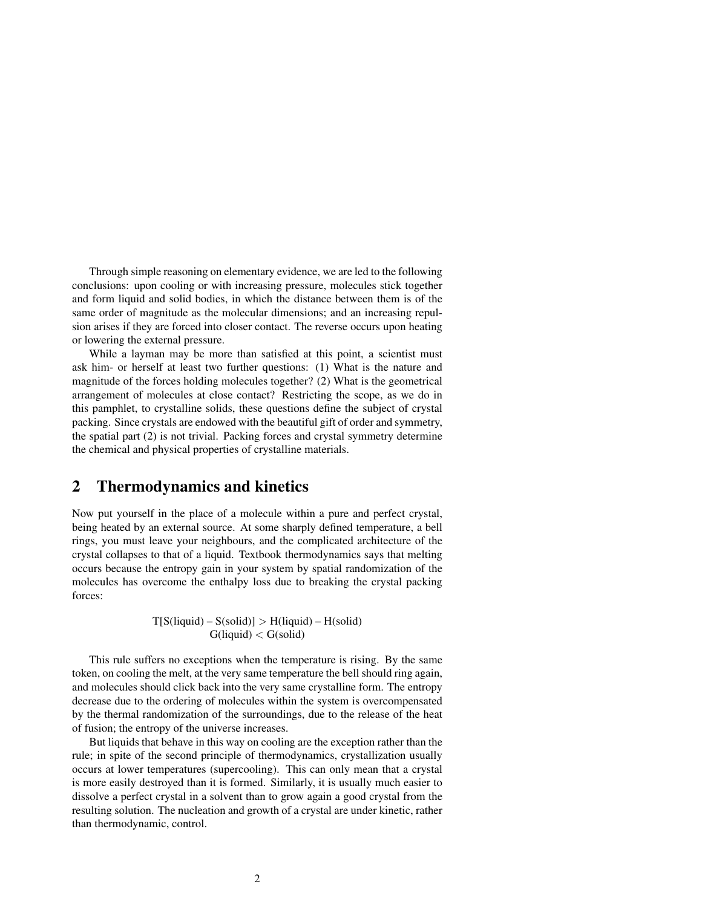Through simple reasoning on elementary evidence, we are led to the following conclusions: upon cooling or with increasing pressure, molecules stick together and form liquid and solid bodies, in which the distance between them is of the same order of magnitude as the molecular dimensions; and an increasing repulsion arises if they are forced into closer contact. The reverse occurs upon heating or lowering the external pressure.

While a layman may be more than satisfied at this point, a scientist must ask him- or herself at least two further questions: (1) What is the nature and magnitude of the forces holding molecules together? (2) What is the geometrical arrangement of molecules at close contact? Restricting the scope, as we do in this pamphlet, to crystalline solids, these questions define the subject of crystal packing. Since crystals are endowed with the beautiful gift of order and symmetry, the spatial part (2) is not trivial. Packing forces and crystal symmetry determine the chemical and physical properties of crystalline materials.

## 2 Thermodynamics and kinetics

Now put yourself in the place of a molecule within a pure and perfect crystal, being heated by an external source. At some sharply defined temperature, a bell rings, you must leave your neighbours, and the complicated architecture of the crystal collapses to that of a liquid. Textbook thermodynamics says that melting occurs because the entropy gain in your system by spatial randomization of the molecules has overcome the enthalpy loss due to breaking the crystal packing forces:

$$T[S(\text{liquid}) - S(\text{solid})] > H(\text{liquid}) - H(\text{solid})$$
$$G(\text{liquid}) < G(\text{solid})$$

This rule suffers no exceptions when the temperature is rising. By the same token, on cooling the melt, at the very same temperature the bell should ring again, and molecules should click back into the very same crystalline form. The entropy decrease due to the ordering of molecules within the system is overcompensated by the thermal randomization of the surroundings, due to the release of the heat of fusion; the entropy of the universe increases.

But liquids that behave in this way on cooling are the exception rather than the rule; in spite of the second principle of thermodynamics, crystallization usually occurs at lower temperatures (supercooling). This can only mean that a crystal is more easily destroyed than it is formed. Similarly, it is usually much easier to dissolve a perfect crystal in a solvent than to grow again a good crystal from the resulting solution. The nucleation and growth of a crystal are under kinetic, rather than thermodynamic, control.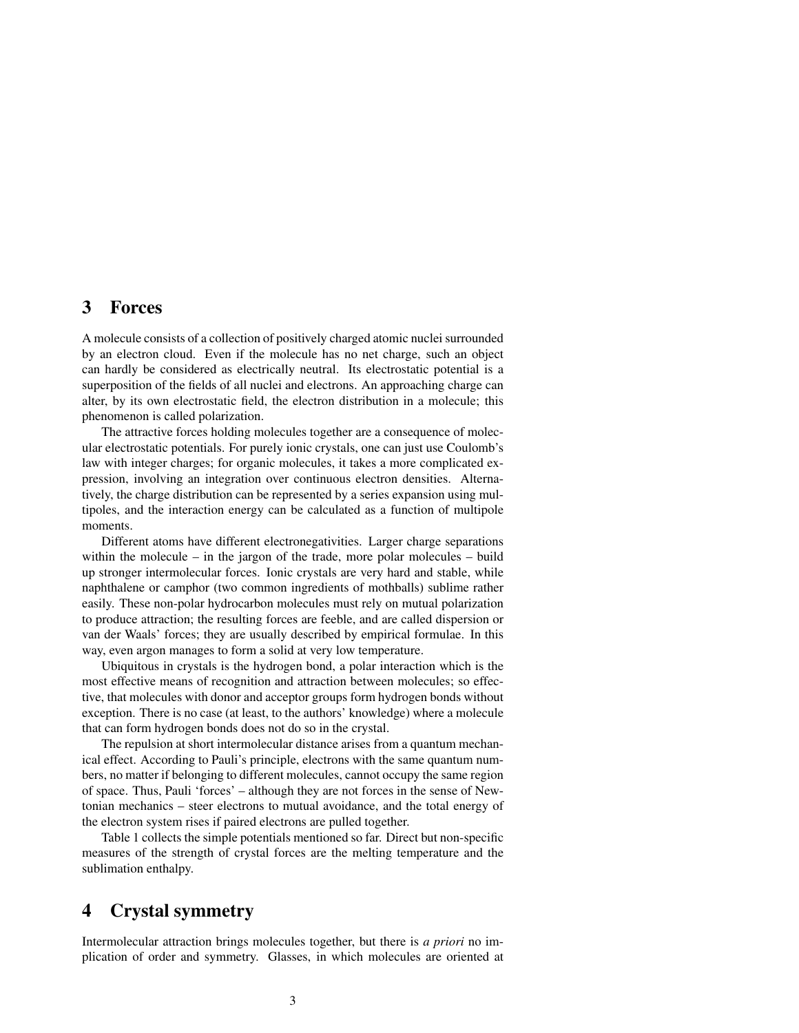## 3 Forces

A molecule consists of a collection of positively charged atomic nuclei surrounded by an electron cloud. Even if the molecule has no net charge, such an object can hardly be considered as electrically neutral. Its electrostatic potential is a superposition of the fields of all nuclei and electrons. An approaching charge can alter, by its own electrostatic field, the electron distribution in a molecule; this phenomenon is called polarization.

The attractive forces holding molecules together are a consequence of molecular electrostatic potentials. For purely ionic crystals, one can just use Coulomb's law with integer charges; for organic molecules, it takes a more complicated expression, involving an integration over continuous electron densities. Alternatively, the charge distribution can be represented by a series expansion using multipoles, and the interaction energy can be calculated as a function of multipole moments.

Different atoms have different electronegativities. Larger charge separations within the molecule – in the jargon of the trade, more polar molecules – build up stronger intermolecular forces. Ionic crystals are very hard and stable, while naphthalene or camphor (two common ingredients of mothballs) sublime rather easily. These non-polar hydrocarbon molecules must rely on mutual polarization to produce attraction; the resulting forces are feeble, and are called dispersion or van der Waals' forces; they are usually described by empirical formulae. In this way, even argon manages to form a solid at very low temperature.

Ubiquitous in crystals is the hydrogen bond, a polar interaction which is the most effective means of recognition and attraction between molecules; so effective, that molecules with donor and acceptor groups form hydrogen bonds without exception. There is no case (at least, to the authors' knowledge) where a molecule that can form hydrogen bonds does not do so in the crystal.

The repulsion at short intermolecular distance arises from a quantum mechanical effect. According to Pauli's principle, electrons with the same quantum numbers, no matter if belonging to different molecules, cannot occupy the same region of space. Thus, Pauli 'forces' – although they are not forces in the sense of Newtonian mechanics – steer electrons to mutual avoidance, and the total energy of the electron system rises if paired electrons are pulled together.

Table 1 collects the simple potentials mentioned so far. Direct but non-specific measures of the strength of crystal forces are the melting temperature and the sublimation enthalpy.

## 4 Crystal symmetry

Intermolecular attraction brings molecules together, but there is *a priori* no implication of order and symmetry. Glasses, in which molecules are oriented at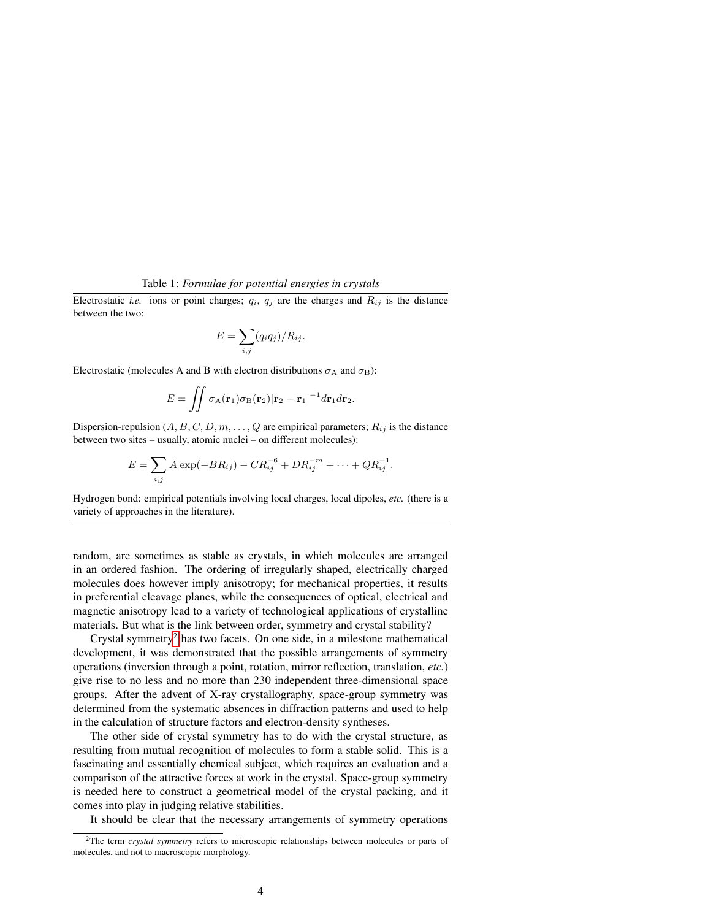Table 1: *Formulae for potential energies in crystals*

Electrostatic *i.e.* ions or point charges; $q_i$, $q_j$ are the charges and $R_{ij}$ is the distance between the two:

$$E = \sum_{i,j} (q_i q_j)/R_{ij}.$$

Electrostatic (molecules A and B with electron distributions $\sigma_{\mathrm{A}}$ and $\sigma_{\mathrm{B}}$):

$$E = \iint \sigma_{\mathrm{A}}(\mathbf{r}_1)\sigma_{\mathrm{B}}(\mathbf{r}_2)|\mathbf{r}_2 - \mathbf{r}_1|^{-1} d\mathbf{r}_1 d\mathbf{r}_2.$$

Dispersion-repulsion ($A, B, C, D, m, \ldots, Q$ are empirical parameters; $R_{ij}$ is the distance between two sites – usually, atomic nuclei – on different molecules):

$$E = \sum_{i,j} A \exp(-BR_{ij}) - CR_{ij}^{-6} + DR_{ij}^{-m} + \cdots + QR_{ij}^{-1}.$$

Hydrogen bond: empirical potentials involving local charges, local dipoles, *etc.* (there is a variety of approaches in the literature).

random, are sometimes as stable as crystals, in which molecules are arranged in an ordered fashion. The ordering of irregularly shaped, electrically charged molecules does however imply anisotropy; for mechanical properties, it results in preferential cleavage planes, while the consequences of optical, electrical and magnetic anisotropy lead to a variety of technological applications of crystalline materials. But what is the link between order, symmetry and crystal stability?

Crystal symmetry[2] has two facets. On one side, in a milestone mathematical development, it was demonstrated that the possible arrangements of symmetry operations (inversion through a point, rotation, mirror reflection, translation, *etc.*) give rise to no less and no more than 230 independent three-dimensional space groups. After the advent of X-ray crystallography, space-group symmetry was determined from the systematic absences in diffraction patterns and used to help in the calculation of structure factors and electron-density syntheses.

The other side of crystal symmetry has to do with the crystal structure, as resulting from mutual recognition of molecules to form a stable solid. This is a fascinating and essentially chemical subject, which requires an evaluation and a comparison of the attractive forces at work in the crystal. Space-group symmetry is needed here to construct a geometrical model of the crystal packing, and it comes into play in judging relative stabilities.

It should be clear that the necessary arrangements of symmetry operations

[2] The term *crystal symmetry* refers to microscopic relationships between molecules or parts of molecules, and not to macroscopic morphology.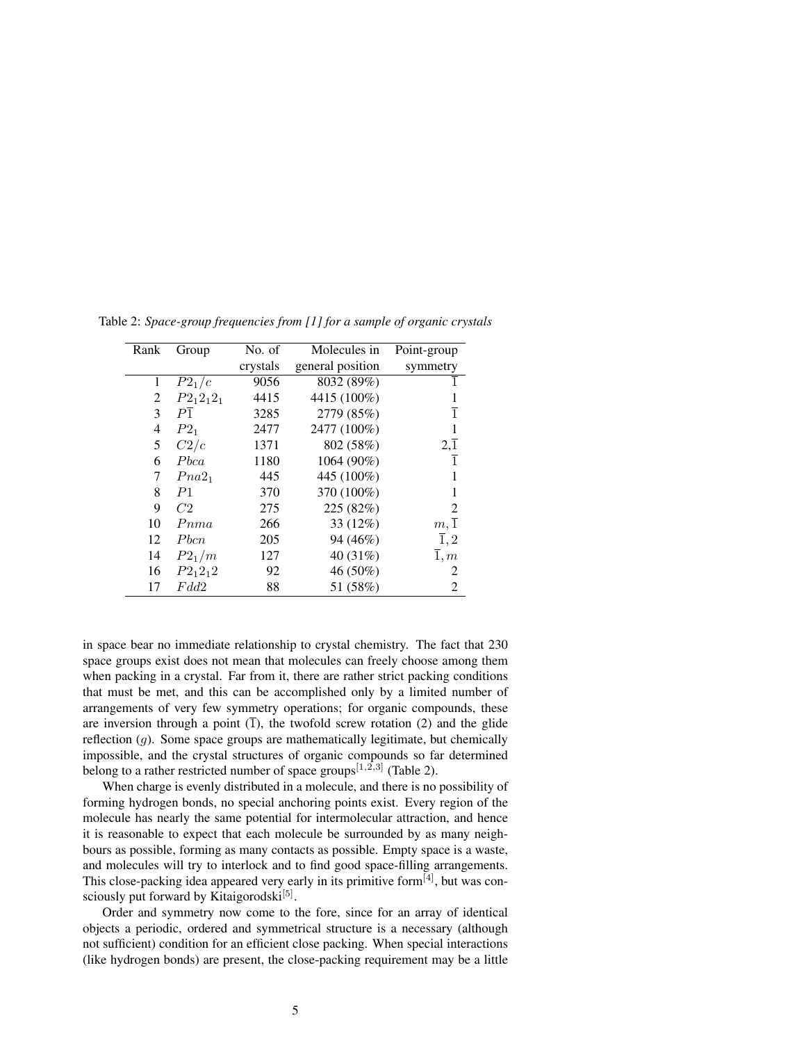Table 2: *Space-group frequencies from [1] for a sample of organic crystals*

| Rank | Group | No. of crystals | Molecules in general position | Point-group symmetry |
|---|---|---|---|---|
| 1 | $P2_1/c$ | 9056 | 8032 (89%) | $\overline{1}$ |
| 2 | $P2_12_12_1$ | 4415 | 4415 (100%) | 1 |
| 3 | $P\overline{1}$ | 3285 | 2779 (85%) | $\overline{1}$ |
| 4 | $P2_1$ | 2477 | 2477 (100%) | 1 |
| 5 | $C2/c$ | 1371 | 802 (58%) | $2,\overline{1}$ |
| 6 | $Pbca$ | 1180 | 1064 (90%) | $\overline{1}$ |
| 7 | $Pna2_1$ | 445 | 445 (100%) | 1 |
| 8 | $P1$ | 370 | 370 (100%) | 1 |
| 9 | $C2$ | 275 | 225 (82%) | 2 |
| 10 | $Pnma$ | 266 | 33 (12%) | $m,\overline{1}$ |
| 12 | $Pbcn$ | 205 | 94 (46%) | $\overline{1},2$ |
| 14 | $P2_1/m$ | 127 | 40 (31%) | $\overline{1},m$ |
| 16 | $P2_12_12$ | 92 | 46 (50%) | 2 |
| 17 | $Fdd2$ | 88 | 51 (58%) | 2 |

in space bear no immediate relationship to crystal chemistry. The fact that 230 space groups exist does not mean that molecules can freely choose among them when packing in a crystal. Far from it, there are rather strict packing conditions that must be met, and this can be accomplished only by a limited number of arrangements of very few symmetry operations; for organic compounds, these are inversion through a point ($\overline{1}$), the twofold screw rotation (2) and the glide reflection ($g$). Some space groups are mathematically legitimate, but chemically impossible, and the crystal structures of organic compounds so far determined belong to a rather restricted number of space groups[1,2,3] (Table 2).

When charge is evenly distributed in a molecule, and there is no possibility of forming hydrogen bonds, no special anchoring points exist. Every region of the molecule has nearly the same potential for intermolecular attraction, and hence it is reasonable to expect that each molecule be surrounded by as many neighbours as possible, forming as many contacts as possible. Empty space is a waste, and molecules will try to interlock and to find good space-filling arrangements. This close-packing idea appeared very early in its primitive form[4], but was consciously put forward by Kitaigorodski[5].

Order and symmetry now come to the fore, since for an array of identical objects a periodic, ordered and symmetrical structure is a necessary (although not sufficient) condition for an efficient close packing. When special interactions (like hydrogen bonds) are present, the close-packing requirement may be a little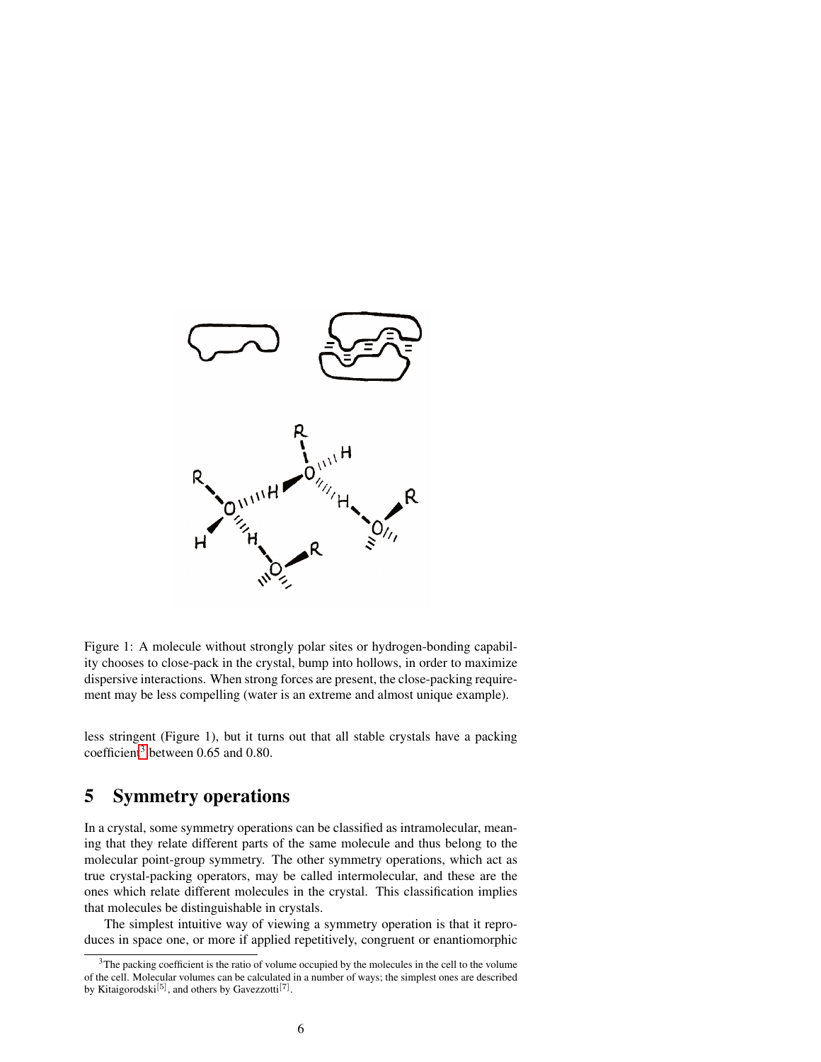Figure 1: A molecule without strongly polar sites or hydrogen-bonding capability chooses to close-pack in the crystal, bump into hollows, in order to maximize dispersive interactions. When strong forces are present, the close-packing requirement may be less compelling (water is an extreme and almost unique example).

less stringent (Figure 1), but it turns out that all stable crystals have a packing coefficient[3] between 0.65 and 0.80.

## 5 Symmetry operations

In a crystal, some symmetry operations can be classified as intramolecular, meaning that they relate different parts of the same molecule and thus belong to the molecular point-group symmetry. The other symmetry operations, which act as true crystal-packing operators, may be called intermolecular, and these are the ones which relate different molecules in the crystal. This classification implies that molecules be distinguishable in crystals.

The simplest intuitive way of viewing a symmetry operation is that it reproduces in space one, or more if applied repetitively, congruent or enantiomorphic

[3] The packing coefficient is the ratio of volume occupied by the molecules in the cell to the volume of the cell. Molecular volumes can be calculated in a number of ways; the simplest ones are described by Kitaigorodski[5], and others by Gavezzotti[7].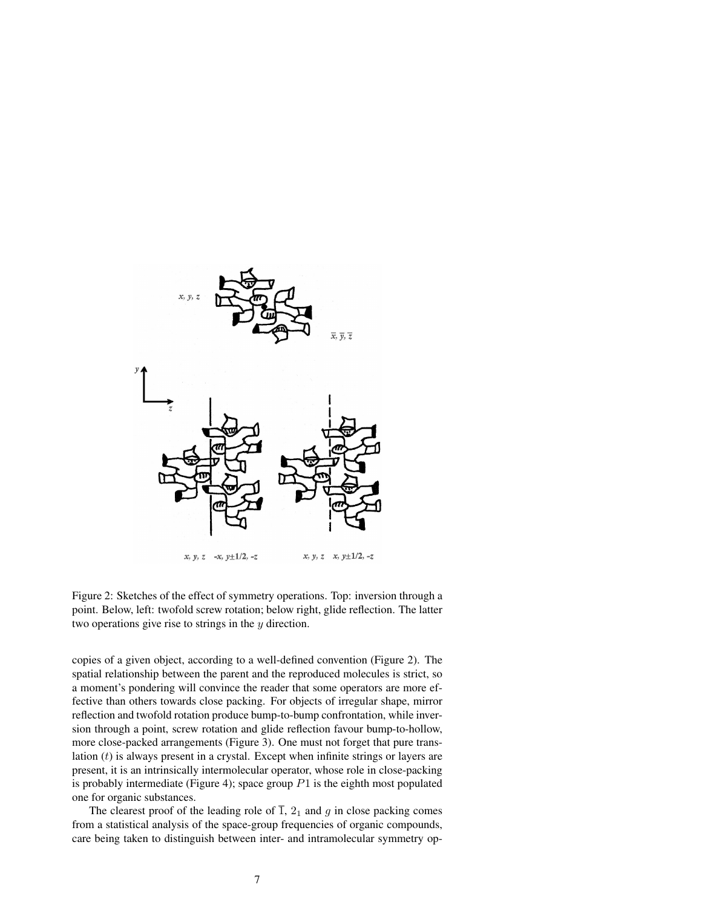Figure 2: Sketches of the effect of symmetry operations. Top: inversion through a point. Below, left: twofold screw rotation; below right, glide reflection. The latter two operations give rise to strings in the $y$ direction.

copies of a given object, according to a well-defined convention (Figure 2). The spatial relationship between the parent and the reproduced molecules is strict, so a moment's pondering will convince the reader that some operators are more effective than others towards close packing. For objects of irregular shape, mirror reflection and twofold rotation produce bump-to-bump confrontation, while inversion through a point, screw rotation and glide reflection favour bump-to-hollow, more close-packed arrangements (Figure 3). One must not forget that pure translation ($t$) is always present in a crystal. Except when infinite strings or layers are present, it is an intrinsically intermolecular operator, whose role in close-packing is probably intermediate (Figure 4); space group $P1$ is the eighth most populated one for organic substances.

The clearest proof of the leading role of $\overline{1}$, $2_1$ and $g$ in close packing comes from a statistical analysis of the space-group frequencies of organic compounds, care being taken to distinguish between inter- and intramolecular symmetry op-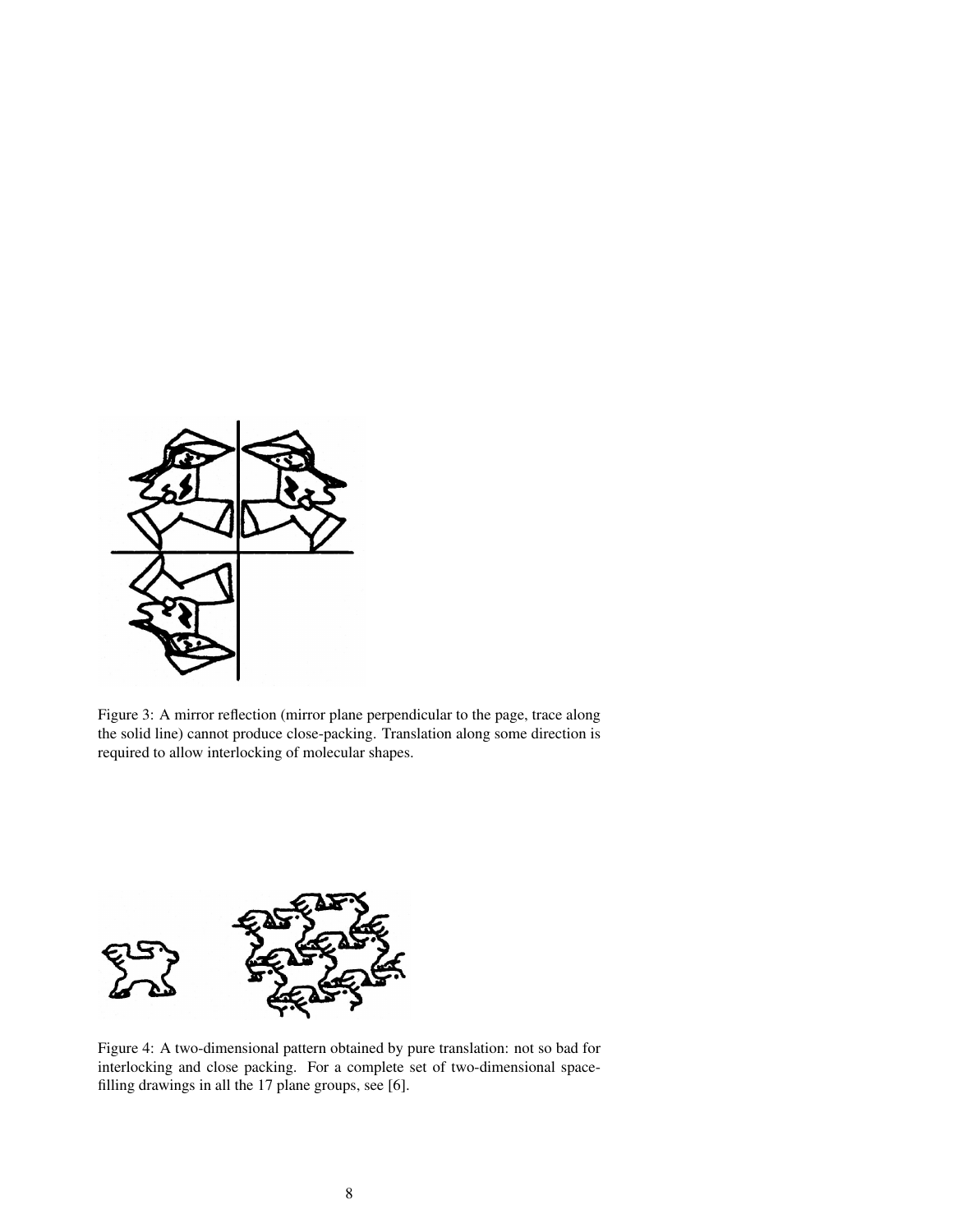Figure 3: A mirror reflection (mirror plane perpendicular to the page, trace along the solid line) cannot produce close-packing. Translation along some direction is required to allow interlocking of molecular shapes.

Figure 4: A two-dimensional pattern obtained by pure translation: not so bad for interlocking and close packing. For a complete set of two-dimensional space-filling drawings in all the 17 plane groups, see [6].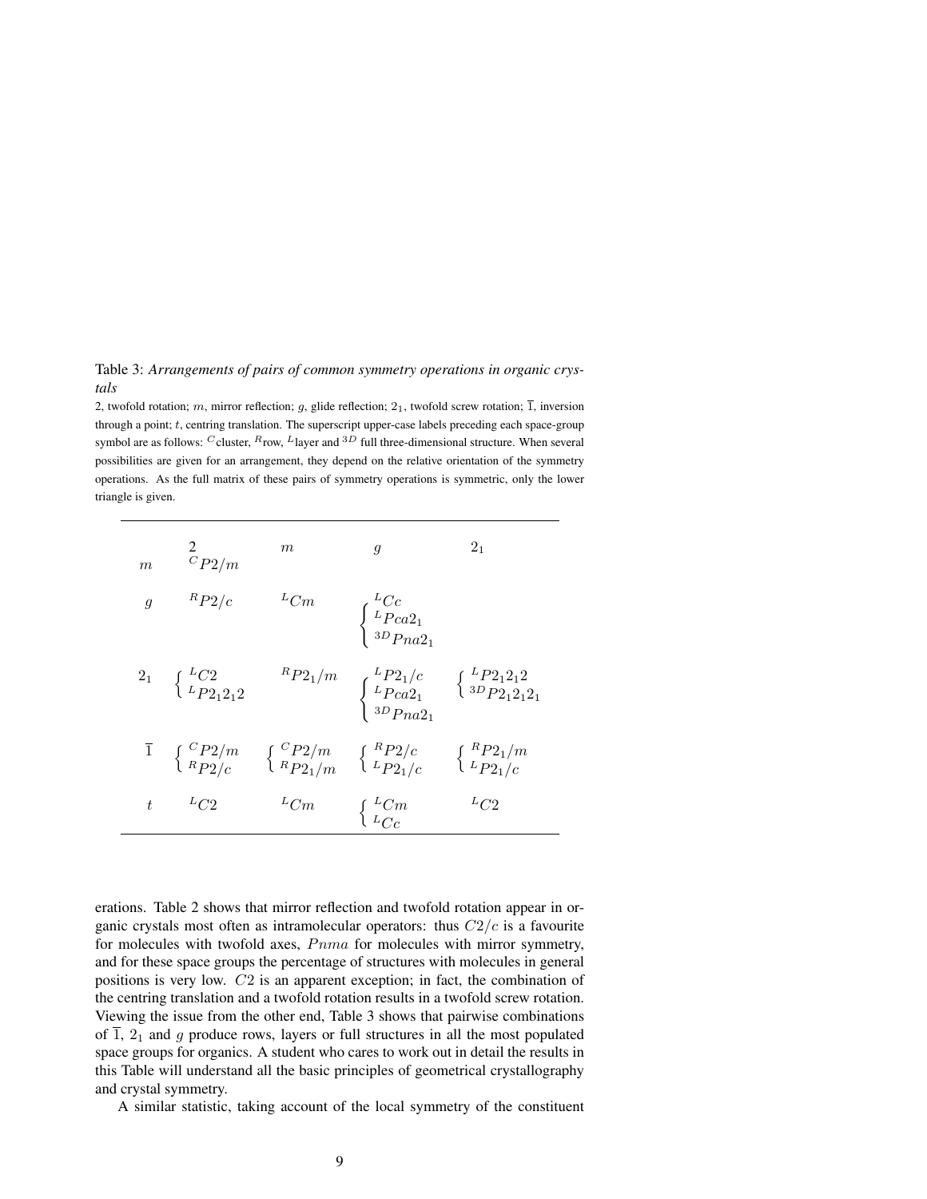Table 3: *Arrangements of pairs of common symmetry operations in organic crystals*

2, twofold rotation; $m$, mirror reflection; $g$, glide reflection; $2_1$, twofold screw rotation; $\overline{1}$, inversion through a point; $t$, centring translation. The superscript upper-case labels preceding each space-group symbol are as follows: $^C$cluster, $^R$row, $^L$layer and $^{3D}$ full three-dimensional structure. When several possibilities are given for an arrangement, they depend on the relative orientation of the symmetry operations. As the full matrix of these pairs of symmetry operations is symmetric, only the lower triangle is given.

| | $2$ | $m$ | $g$ | $2_1$ |
|---|---|---|---|---|
| $m$ | $^{C}P2/m$ | | | |
| $g$ | $^{R}P2/c$ | $^{L}Cm$ | $^{L}Cc$; $^{L}Pca2_1$; $^{3D}Pna2_1$ | |
| $2_1$ | $^{L}C2$; $^{L}P2_12_12$ | $^{R}P2_1/m$ | $^{L}P2_1/c$; $^{L}Pca2_1$; $^{3D}Pna2_1$ | $^{L}P2_12_12$; $^{3D}P2_12_12_1$ |
| $\overline{1}$ | $^{C}P2/m$; $^{R}P2/c$ | $^{C}P2/m$; $^{R}P2_1/m$ | $^{R}P2/c$; $^{L}P2_1/c$ | $^{R}P2_1/m$; $^{L}P2_1/c$ |
| $t$ | $^{L}C2$ | $^{L}Cm$ | $^{L}Cm$; $^{L}Cc$ | $^{L}C2$ |

erations. Table 2 shows that mirror reflection and twofold rotation appear in organic crystals most often as intramolecular operators: thus $C2/c$ is a favourite for molecules with twofold axes, $Pnma$ for molecules with mirror symmetry, and for these space groups the percentage of structures with molecules in general positions is very low. $C2$ is an apparent exception; in fact, the combination of the centring translation and a twofold rotation results in a twofold screw rotation. Viewing the issue from the other end, Table 3 shows that pairwise combinations of $\overline{1}$, $2_1$ and $g$ produce rows, layers or full structures in all the most populated space groups for organics. A student who cares to work out in detail the results in this Table will understand all the basic principles of geometrical crystallography and crystal symmetry.

A similar statistic, taking account of the local symmetry of the constituent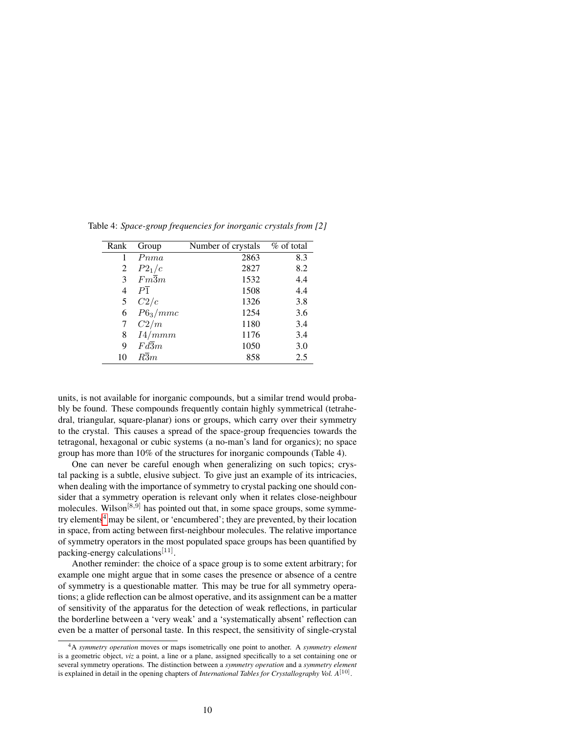Table 4: *Space-group frequencies for inorganic crystals from [2]*

| Rank | Group | Number of crystals | % of total |
|---|---|---|---|
| 1 | $Pnma$ | 2863 | 8.3 |
| 2 | $P2_1/c$ | 2827 | 8.2 |
| 3 | $Fm\overline{3}m$ | 1532 | 4.4 |
| 4 | $P\overline{1}$ | 1508 | 4.4 |
| 5 | $C2/c$ | 1326 | 3.8 |
| 6 | $P6_3/mmc$ | 1254 | 3.6 |
| 7 | $C2/m$ | 1180 | 3.4 |
| 8 | $I4/mmm$ | 1176 | 3.4 |
| 9 | $Fd\overline{3}m$ | 1050 | 3.0 |
| 10 | $R\overline{3}m$ | 858 | 2.5 |

units, is not available for inorganic compounds, but a similar trend would probably be found. These compounds frequently contain highly symmetrical (tetrahedral, triangular, square-planar) ions or groups, which carry over their symmetry to the crystal. This causes a spread of the space-group frequencies towards the tetragonal, hexagonal or cubic systems (a no-man's land for organics); no space group has more than 10% of the structures for inorganic compounds (Table 4).

One can never be careful enough when generalizing on such topics; crystal packing is a subtle, elusive subject. To give just an example of its intricacies, when dealing with the importance of symmetry to crystal packing one should consider that a symmetry operation is relevant only when it relates close-neighbour molecules. Wilson[8,9] has pointed out that, in some space groups, some symmetry elements[4] may be silent, or 'encumbered'; they are prevented, by their location in space, from acting between first-neighbour molecules. The relative importance of symmetry operators in the most populated space groups has been quantified by packing-energy calculations[11].

Another reminder: the choice of a space group is to some extent arbitrary; for example one might argue that in some cases the presence or absence of a centre of symmetry is a questionable matter. This may be true for all symmetry operations; a glide reflection can be almost operative, and its assignment can be a matter of sensitivity of the apparatus for the detection of weak reflections, in particular the borderline between a 'very weak' and a 'systematically absent' reflection can even be a matter of personal taste. In this respect, the sensitivity of single-crystal

[4] A *symmetry operation* moves or maps isometrically one point to another. A *symmetry element* is a geometric object, *viz* a point, a line or a plane, assigned specifically to a set containing one or several symmetry operations. The distinction between a *symmetry operation* and a *symmetry element* is explained in detail in the opening chapters of *International Tables for Crystallography Vol. A*[10].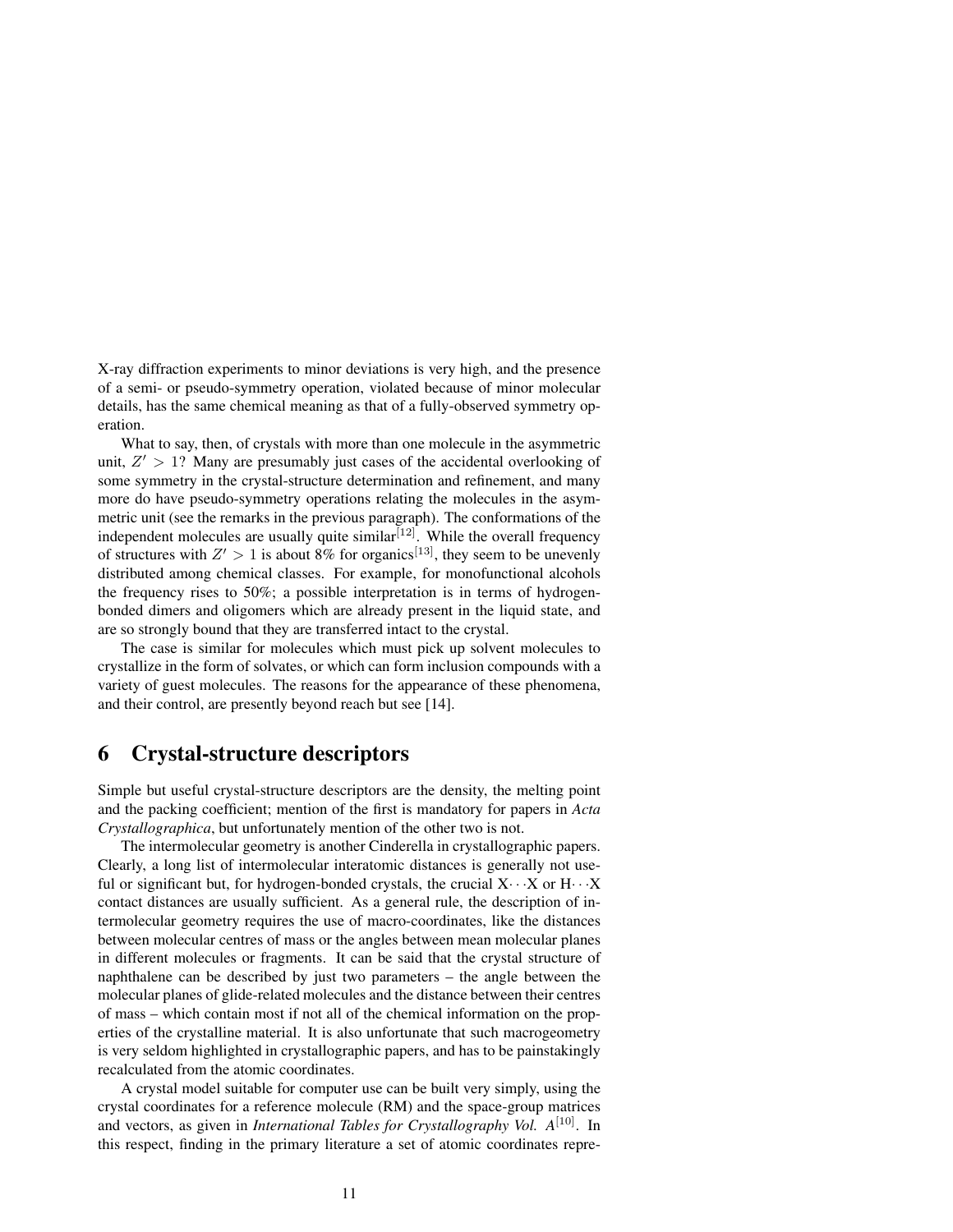X-ray diffraction experiments to minor deviations is very high, and the presence of a semi- or pseudo-symmetry operation, violated because of minor molecular details, has the same chemical meaning as that of a fully-observed symmetry operation.

What to say, then, of crystals with more than one molecule in the asymmetric unit, $Z' > 1$? Many are presumably just cases of the accidental overlooking of some symmetry in the crystal-structure determination and refinement, and many more do have pseudo-symmetry operations relating the molecules in the asymmetric unit (see the remarks in the previous paragraph). The conformations of the independent molecules are usually quite similar[12]. While the overall frequency of structures with $Z' > 1$ is about 8% for organics[13], they seem to be unevenly distributed among chemical classes. For example, for monofunctional alcohols the frequency rises to 50%; a possible interpretation is in terms of hydrogen-bonded dimers and oligomers which are already present in the liquid state, and are so strongly bound that they are transferred intact to the crystal.

The case is similar for molecules which must pick up solvent molecules to crystallize in the form of solvates, or which can form inclusion compounds with a variety of guest molecules. The reasons for the appearance of these phenomena, and their control, are presently beyond reach but see [14].

# 6 Crystal-structure descriptors

Simple but useful crystal-structure descriptors are the density, the melting point and the packing coefficient; mention of the first is mandatory for papers in *Acta Crystallographica*, but unfortunately mention of the other two is not.

The intermolecular geometry is another Cinderella in crystallographic papers. Clearly, a long list of intermolecular interatomic distances is generally not useful or significant but, for hydrogen-bonded crystals, the crucial X···X or H···X contact distances are usually sufficient. As a general rule, the description of intermolecular geometry requires the use of macro-coordinates, like the distances between molecular centres of mass or the angles between mean molecular planes in different molecules or fragments. It can be said that the crystal structure of naphthalene can be described by just two parameters – the angle between the molecular planes of glide-related molecules and the distance between their centres of mass – which contain most if not all of the chemical information on the properties of the crystalline material. It is also unfortunate that such macrogeometry is very seldom highlighted in crystallographic papers, and has to be painstakingly recalculated from the atomic coordinates.

A crystal model suitable for computer use can be built very simply, using the crystal coordinates for a reference molecule (RM) and the space-group matrices and vectors, as given in *International Tables for Crystallography Vol. A*[10]. In this respect, finding in the primary literature a set of atomic coordinates repre-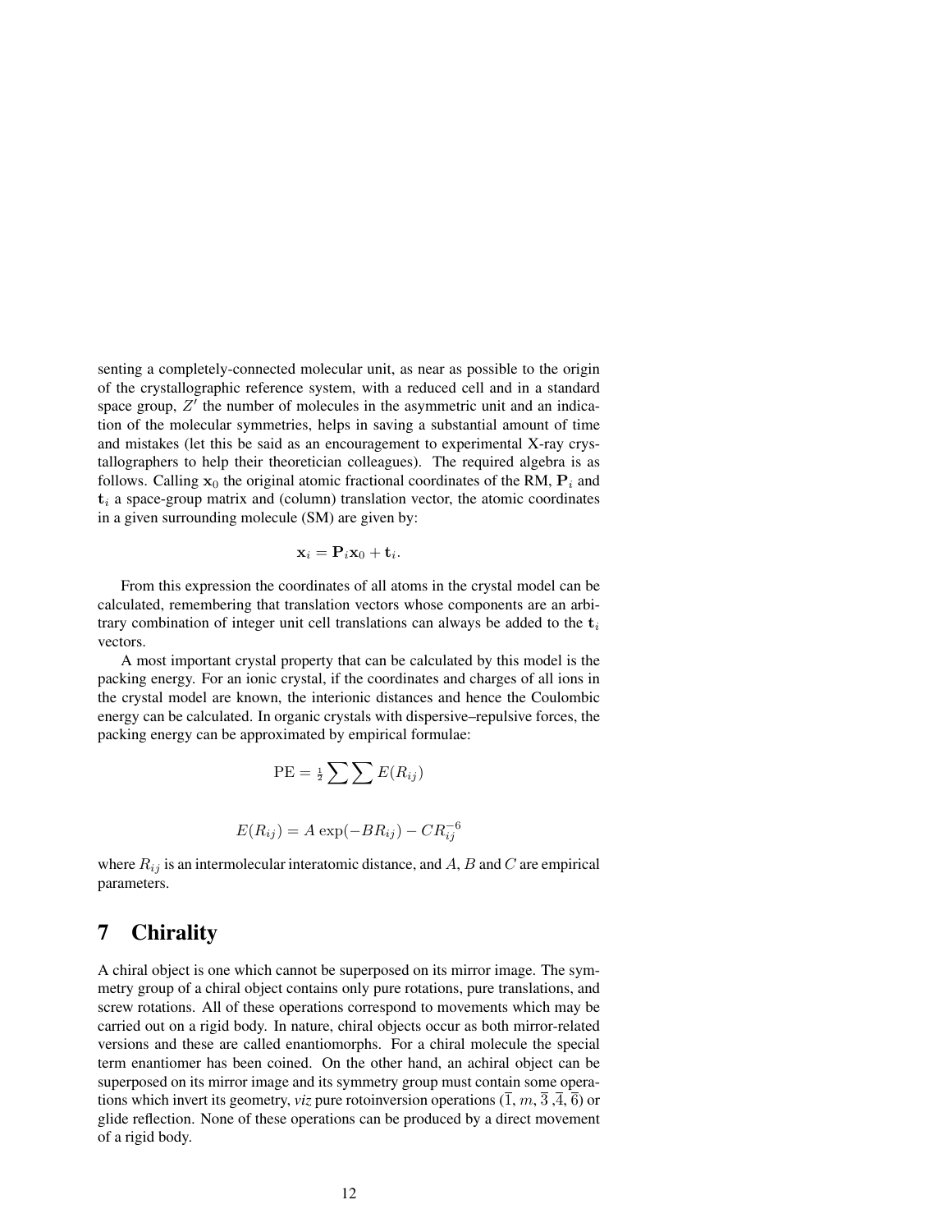senting a completely-connected molecular unit, as near as possible to the origin of the crystallographic reference system, with a reduced cell and in a standard space group, $Z'$ the number of molecules in the asymmetric unit and an indication of the molecular symmetries, helps in saving a substantial amount of time and mistakes (let this be said as an encouragement to experimental X-ray crystallographers to help their theoretician colleagues). The required algebra is as follows. Calling $\mathbf{x}_0$ the original atomic fractional coordinates of the RM, $\mathbf{P}_i$ and $\mathbf{t}_i$ a space-group matrix and (column) translation vector, the atomic coordinates in a given surrounding molecule (SM) are given by:

$$\mathbf{x}_i = \mathbf{P}_i \mathbf{x}_0 + \mathbf{t}_i.$$

From this expression the coordinates of all atoms in the crystal model can be calculated, remembering that translation vectors whose components are an arbitrary combination of integer unit cell translations can always be added to the $\mathbf{t}_i$ vectors.

A most important crystal property that can be calculated by this model is the packing energy. For an ionic crystal, if the coordinates and charges of all ions in the crystal model are known, the interionic distances and hence the Coulombic energy can be calculated. In organic crystals with dispersive–repulsive forces, the packing energy can be approximated by empirical formulae:

$$\mathrm{PE} = \tfrac{1}{2} \sum \sum E(R_{ij})$$

$$E(R_{ij}) = A \exp(-BR_{ij}) - CR_{ij}^{-6}$$

where $R_{ij}$ is an intermolecular interatomic distance, and $A$, $B$ and $C$ are empirical parameters.

# 7 Chirality

A chiral object is one which cannot be superposed on its mirror image. The symmetry group of a chiral object contains only pure rotations, pure translations, and screw rotations. All of these operations correspond to movements which may be carried out on a rigid body. In nature, chiral objects occur as both mirror-related versions and these are called enantiomorphs. For a chiral molecule the special term enantiomer has been coined. On the other hand, an achiral object can be superposed on its mirror image and its symmetry group must contain some operations which invert its geometry, *viz* pure rotoinversion operations ($\overline{1}$, $m$, $\overline{3}$ ,$\overline{4}$, $\overline{6}$) or glide reflection. None of these operations can be produced by a direct movement of a rigid body.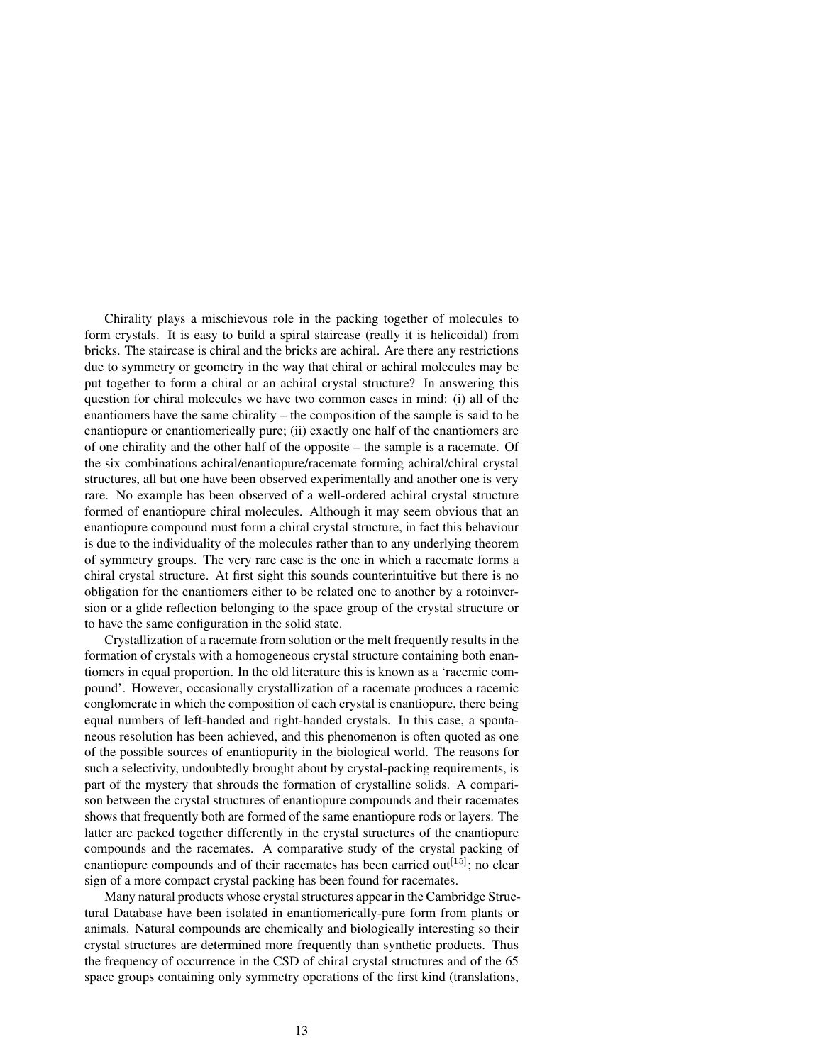Chirality plays a mischievous role in the packing together of molecules to form crystals. It is easy to build a spiral staircase (really it is helicoidal) from bricks. The staircase is chiral and the bricks are achiral. Are there any restrictions due to symmetry or geometry in the way that chiral or achiral molecules may be put together to form a chiral or an achiral crystal structure? In answering this question for chiral molecules we have two common cases in mind: (i) all of the enantiomers have the same chirality – the composition of the sample is said to be enantiopure or enantiomerically pure; (ii) exactly one half of the enantiomers are of one chirality and the other half of the opposite – the sample is a racemate. Of the six combinations achiral/enantiopure/racemate forming achiral/chiral crystal structures, all but one have been observed experimentally and another one is very rare. No example has been observed of a well-ordered achiral crystal structure formed of enantiopure chiral molecules. Although it may seem obvious that an enantiopure compound must form a chiral crystal structure, in fact this behaviour is due to the individuality of the molecules rather than to any underlying theorem of symmetry groups. The very rare case is the one in which a racemate forms a chiral crystal structure. At first sight this sounds counterintuitive but there is no obligation for the enantiomers either to be related one to another by a rotoinversion or a glide reflection belonging to the space group of the crystal structure or to have the same configuration in the solid state.

Crystallization of a racemate from solution or the melt frequently results in the formation of crystals with a homogeneous crystal structure containing both enantiomers in equal proportion. In the old literature this is known as a 'racemic compound'. However, occasionally crystallization of a racemate produces a racemic conglomerate in which the composition of each crystal is enantiopure, there being equal numbers of left-handed and right-handed crystals. In this case, a spontaneous resolution has been achieved, and this phenomenon is often quoted as one of the possible sources of enantiopurity in the biological world. The reasons for such a selectivity, undoubtedly brought about by crystal-packing requirements, is part of the mystery that shrouds the formation of crystalline solids. A comparison between the crystal structures of enantiopure compounds and their racemates shows that frequently both are formed of the same enantiopure rods or layers. The latter are packed together differently in the crystal structures of the enantiopure compounds and the racemates. A comparative study of the crystal packing of enantiopure compounds and of their racemates has been carried out[15]; no clear sign of a more compact crystal packing has been found for racemates.

Many natural products whose crystal structures appear in the Cambridge Structural Database have been isolated in enantiomerically-pure form from plants or animals. Natural compounds are chemically and biologically interesting so their crystal structures are determined more frequently than synthetic products. Thus the frequency of occurrence in the CSD of chiral crystal structures and of the 65 space groups containing only symmetry operations of the first kind (translations,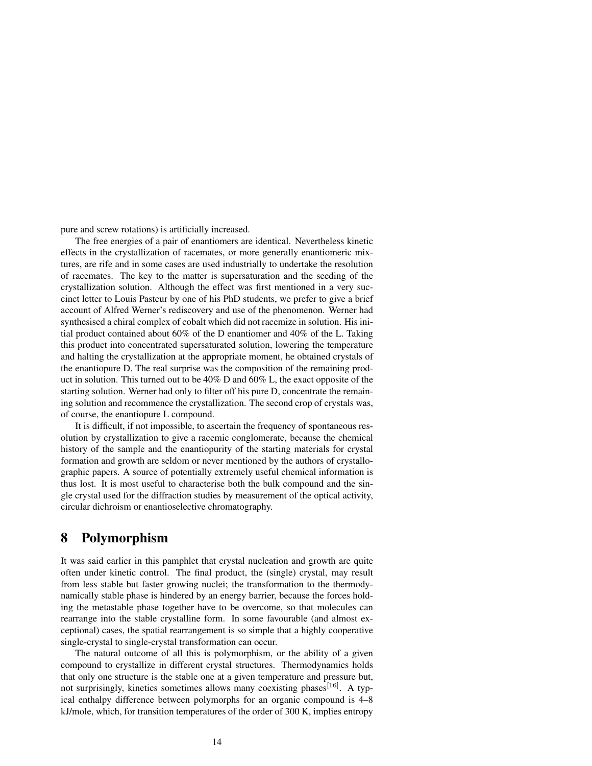pure and screw rotations) is artificially increased.

The free energies of a pair of enantiomers are identical. Nevertheless kinetic effects in the crystallization of racemates, or more generally enantiomeric mixtures, are rife and in some cases are used industrially to undertake the resolution of racemates. The key to the matter is supersaturation and the seeding of the crystallization solution. Although the effect was first mentioned in a very succinct letter to Louis Pasteur by one of his PhD students, we prefer to give a brief account of Alfred Werner's rediscovery and use of the phenomenon. Werner had synthesised a chiral complex of cobalt which did not racemize in solution. His initial product contained about 60% of the D enantiomer and 40% of the L. Taking this product into concentrated supersaturated solution, lowering the temperature and halting the crystallization at the appropriate moment, he obtained crystals of the enantiopure D. The real surprise was the composition of the remaining product in solution. This turned out to be 40% D and 60% L, the exact opposite of the starting solution. Werner had only to filter off his pure D, concentrate the remaining solution and recommence the crystallization. The second crop of crystals was, of course, the enantiopure L compound.

It is difficult, if not impossible, to ascertain the frequency of spontaneous resolution by crystallization to give a racemic conglomerate, because the chemical history of the sample and the enantiopurity of the starting materials for crystal formation and growth are seldom or never mentioned by the authors of crystallographic papers. A source of potentially extremely useful chemical information is thus lost. It is most useful to characterise both the bulk compound and the single crystal used for the diffraction studies by measurement of the optical activity, circular dichroism or enantioselective chromatography.

# 8 Polymorphism

It was said earlier in this pamphlet that crystal nucleation and growth are quite often under kinetic control. The final product, the (single) crystal, may result from less stable but faster growing nuclei; the transformation to the thermodynamically stable phase is hindered by an energy barrier, because the forces holding the metastable phase together have to be overcome, so that molecules can rearrange into the stable crystalline form. In some favourable (and almost exceptional) cases, the spatial rearrangement is so simple that a highly cooperative single-crystal to single-crystal transformation can occur.

The natural outcome of all this is polymorphism, or the ability of a given compound to crystallize in different crystal structures. Thermodynamics holds that only one structure is the stable one at a given temperature and pressure but, not surprisingly, kinetics sometimes allows many coexisting phases[16]. A typical enthalpy difference between polymorphs for an organic compound is 4–8 kJ/mole, which, for transition temperatures of the order of 300 K, implies entropy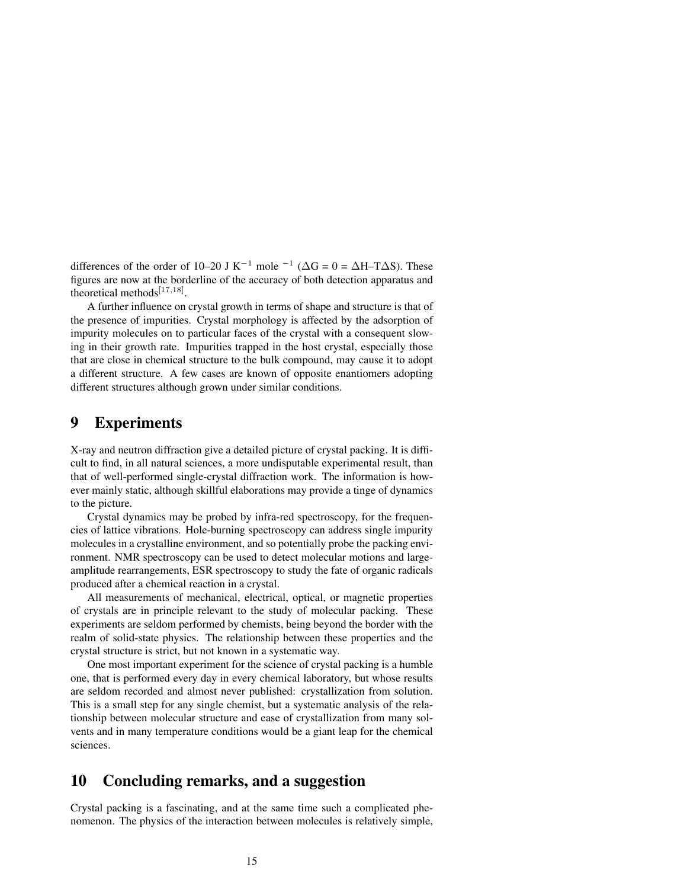differences of the order of 10–20 J $K^{-1}$ mole $^{-1}$ ($\Delta G = 0 = \Delta H - T\Delta S$). These figures are now at the borderline of the accuracy of both detection apparatus and theoretical methods[17,18].

A further influence on crystal growth in terms of shape and structure is that of the presence of impurities. Crystal morphology is affected by the adsorption of impurity molecules on to particular faces of the crystal with a consequent slowing in their growth rate. Impurities trapped in the host crystal, especially those that are close in chemical structure to the bulk compound, may cause it to adopt a different structure. A few cases are known of opposite enantiomers adopting different structures although grown under similar conditions.

## 9 Experiments

X-ray and neutron diffraction give a detailed picture of crystal packing. It is difficult to find, in all natural sciences, a more undisputable experimental result, than that of well-performed single-crystal diffraction work. The information is however mainly static, although skillful elaborations may provide a tinge of dynamics to the picture.

Crystal dynamics may be probed by infra-red spectroscopy, for the frequencies of lattice vibrations. Hole-burning spectroscopy can address single impurity molecules in a crystalline environment, and so potentially probe the packing environment. NMR spectroscopy can be used to detect molecular motions and large-amplitude rearrangements, ESR spectroscopy to study the fate of organic radicals produced after a chemical reaction in a crystal.

All measurements of mechanical, electrical, optical, or magnetic properties of crystals are in principle relevant to the study of molecular packing. These experiments are seldom performed by chemists, being beyond the border with the realm of solid-state physics. The relationship between these properties and the crystal structure is strict, but not known in a systematic way.

One most important experiment for the science of crystal packing is a humble one, that is performed every day in every chemical laboratory, but whose results are seldom recorded and almost never published: crystallization from solution. This is a small step for any single chemist, but a systematic analysis of the relationship between molecular structure and ease of crystallization from many solvents and in many temperature conditions would be a giant leap for the chemical sciences.

## 10 Concluding remarks, and a suggestion

Crystal packing is a fascinating, and at the same time such a complicated phenomenon. The physics of the interaction between molecules is relatively simple,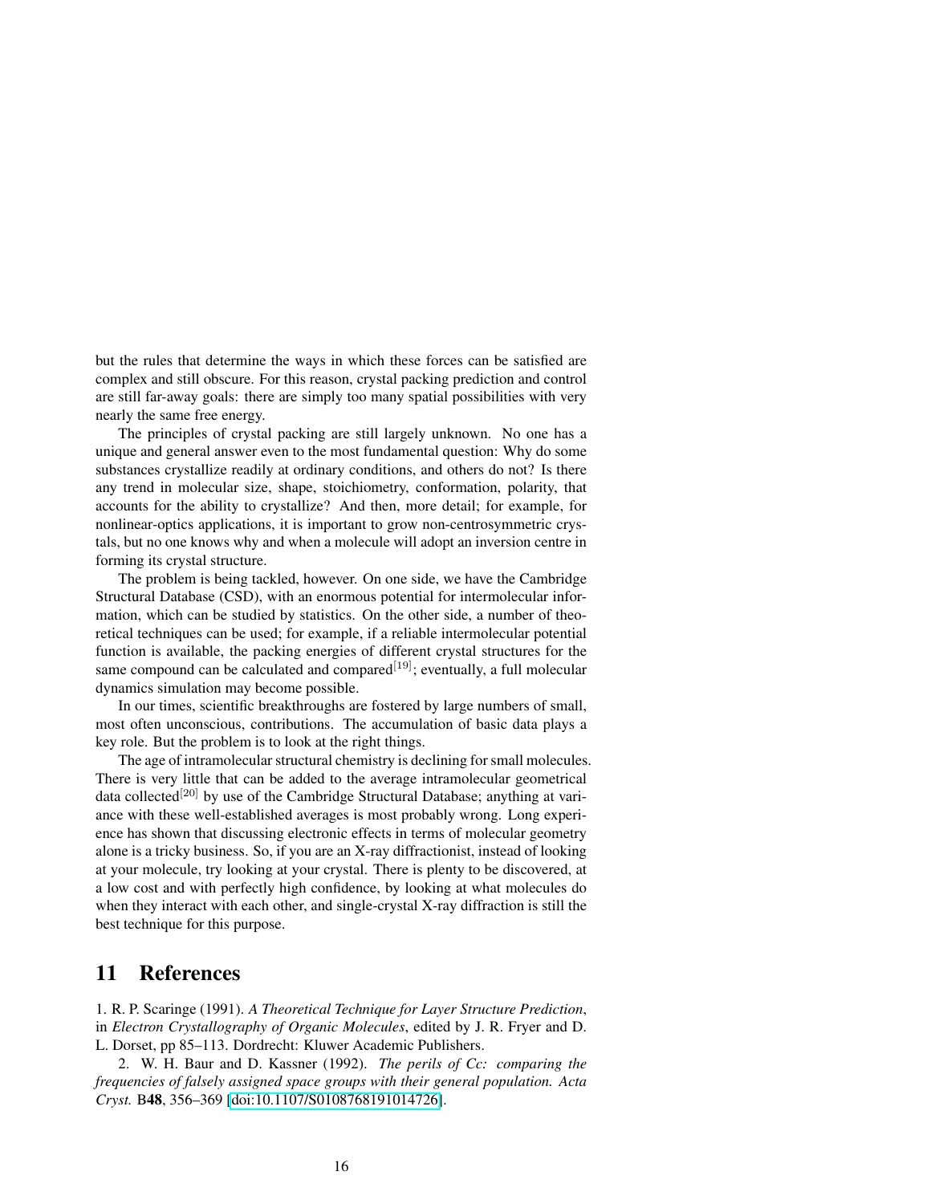but the rules that determine the ways in which these forces can be satisfied are complex and still obscure. For this reason, crystal packing prediction and control are still far-away goals: there are simply too many spatial possibilities with very nearly the same free energy.

The principles of crystal packing are still largely unknown. No one has a unique and general answer even to the most fundamental question: Why do some substances crystallize readily at ordinary conditions, and others do not? Is there any trend in molecular size, shape, stoichiometry, conformation, polarity, that accounts for the ability to crystallize? And then, more detail; for example, for nonlinear-optics applications, it is important to grow non-centrosymmetric crystals, but no one knows why and when a molecule will adopt an inversion centre in forming its crystal structure.

The problem is being tackled, however. On one side, we have the Cambridge Structural Database (CSD), with an enormous potential for intermolecular information, which can be studied by statistics. On the other side, a number of theoretical techniques can be used; for example, if a reliable intermolecular potential function is available, the packing energies of different crystal structures for the same compound can be calculated and compared[19]; eventually, a full molecular dynamics simulation may become possible.

In our times, scientific breakthroughs are fostered by large numbers of small, most often unconscious, contributions. The accumulation of basic data plays a key role. But the problem is to look at the right things.

The age of intramolecular structural chemistry is declining for small molecules. There is very little that can be added to the average intramolecular geometrical data collected[20] by use of the Cambridge Structural Database; anything at variance with these well-established averages is most probably wrong. Long experience has shown that discussing electronic effects in terms of molecular geometry alone is a tricky business. So, if you are an X-ray diffractionist, instead of looking at your molecule, try looking at your crystal. There is plenty to be discovered, at a low cost and with perfectly high confidence, by looking at what molecules do when they interact with each other, and single-crystal X-ray diffraction is still the best technique for this purpose.

# 11 References

1. R. P. Scaringe (1991). *A Theoretical Technique for Layer Structure Prediction*, in *Electron Crystallography of Organic Molecules*, edited by J. R. Fryer and D. L. Dorset, pp 85–113. Dordrecht: Kluwer Academic Publishers.

2. W. H. Baur and D. Kassner (1992). *The perils of Cc: comparing the frequencies of falsely assigned space groups with their general population. Acta Cryst.* B**48**, 356–369 [doi:10.1107/S0108768191014726].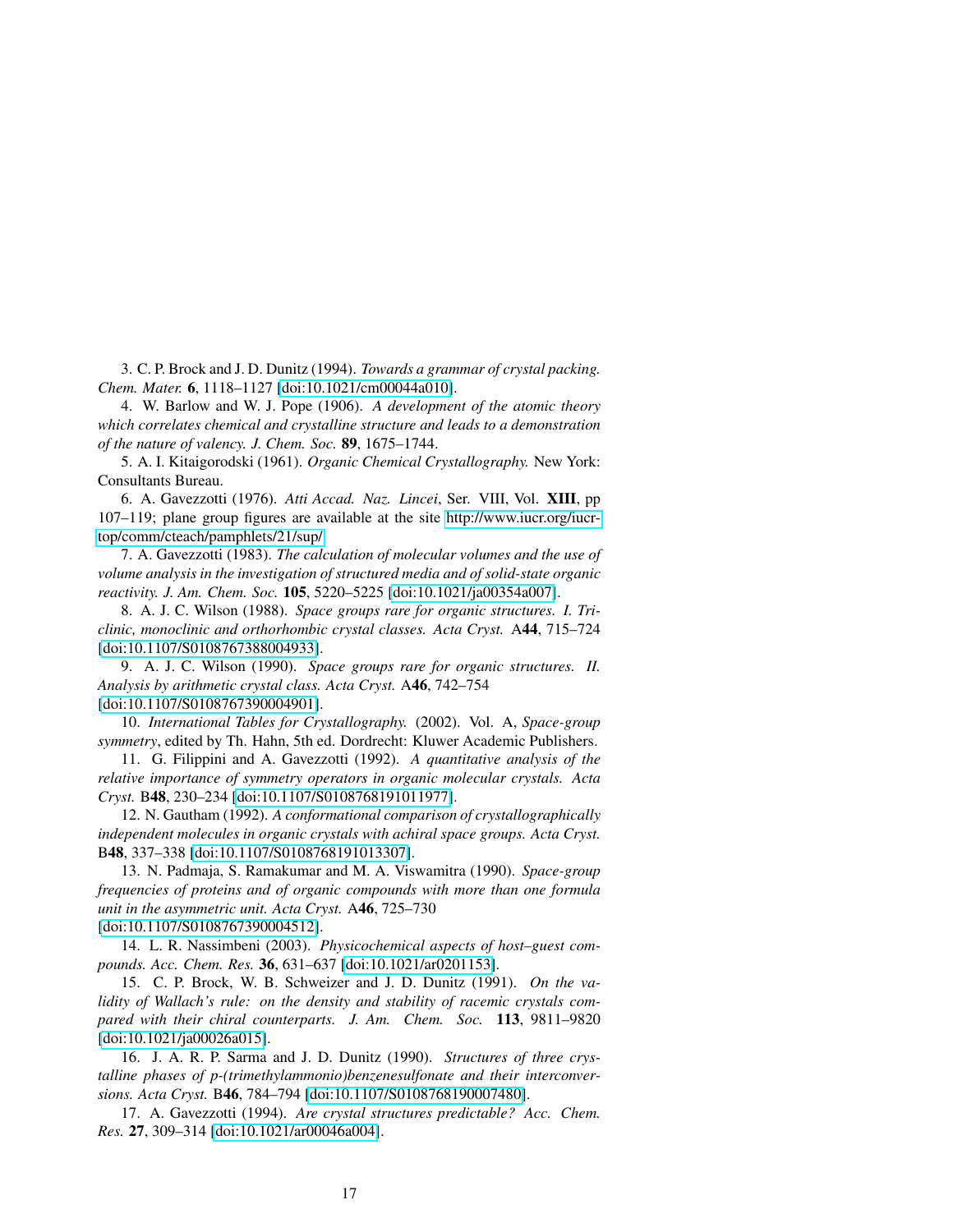3. C. P. Brock and J. D. Dunitz (1994). *Towards a grammar of crystal packing. Chem. Mater.* **6**, 1118–1127 [doi:10.1021/cm00044a010].

4. W. Barlow and W. J. Pope (1906). *A development of the atomic theory which correlates chemical and crystalline structure and leads to a demonstration of the nature of valency. J. Chem. Soc.* **89**, 1675–1744.

5. A. I. Kitaigorodski (1961). *Organic Chemical Crystallography.* New York: Consultants Bureau.

6. A. Gavezzotti (1976). *Atti Accad. Naz. Lincei*, Ser. VIII, Vol. **XIII**, pp 107–119; plane group figures are available at the site http://www.iucr.org/iucr-top/comm/cteach/pamphlets/21/sup/

7. A. Gavezzotti (1983). *The calculation of molecular volumes and the use of volume analysis in the investigation of structured media and of solid-state organic reactivity. J. Am. Chem. Soc.* **105**, 5220–5225 [doi:10.1021/ja00354a007].

8. A. J. C. Wilson (1988). *Space groups rare for organic structures. I. Triclinic, monoclinic and orthorhombic crystal classes. Acta Cryst.* A**44**, 715–724 [doi:10.1107/S0108767388004933].

9. A. J. C. Wilson (1990). *Space groups rare for organic structures. II. Analysis by arithmetic crystal class. Acta Cryst.* A**46**, 742–754 [doi:10.1107/S0108767390004901].

10. *International Tables for Crystallography.* (2002). Vol. A, *Space-group symmetry*, edited by Th. Hahn, 5th ed. Dordrecht: Kluwer Academic Publishers.

11. G. Filippini and A. Gavezzotti (1992). *A quantitative analysis of the relative importance of symmetry operators in organic molecular crystals. Acta Cryst.* B**48**, 230–234 [doi:10.1107/S0108768191011977].

12. N. Gautham (1992). *A conformational comparison of crystallographically independent molecules in organic crystals with achiral space groups. Acta Cryst.* B**48**, 337–338 [doi:10.1107/S0108768191013307].

13. N. Padmaja, S. Ramakumar and M. A. Viswamitra (1990). *Space-group frequencies of proteins and of organic compounds with more than one formula unit in the asymmetric unit. Acta Cryst.* A**46**, 725–730 [doi:10.1107/S0108767390004512].

14. L. R. Nassimbeni (2003). *Physicochemical aspects of host–guest compounds. Acc. Chem. Res.* **36**, 631–637 [doi:10.1021/ar0201153].

15. C. P. Brock, W. B. Schweizer and J. D. Dunitz (1991). *On the validity of Wallach's rule: on the density and stability of racemic crystals compared with their chiral counterparts. J. Am. Chem. Soc.* **113**, 9811–9820 [doi:10.1021/ja00026a015].

16. J. A. R. P. Sarma and J. D. Dunitz (1990). *Structures of three crystalline phases of p-(trimethylammonio)benzenesulfonate and their interconversions. Acta Cryst.* B**46**, 784–794 [doi:10.1107/S0108768190007480].

17. A. Gavezzotti (1994). *Are crystal structures predictable? Acc. Chem. Res.* **27**, 309–314 [doi:10.1021/ar00046a004].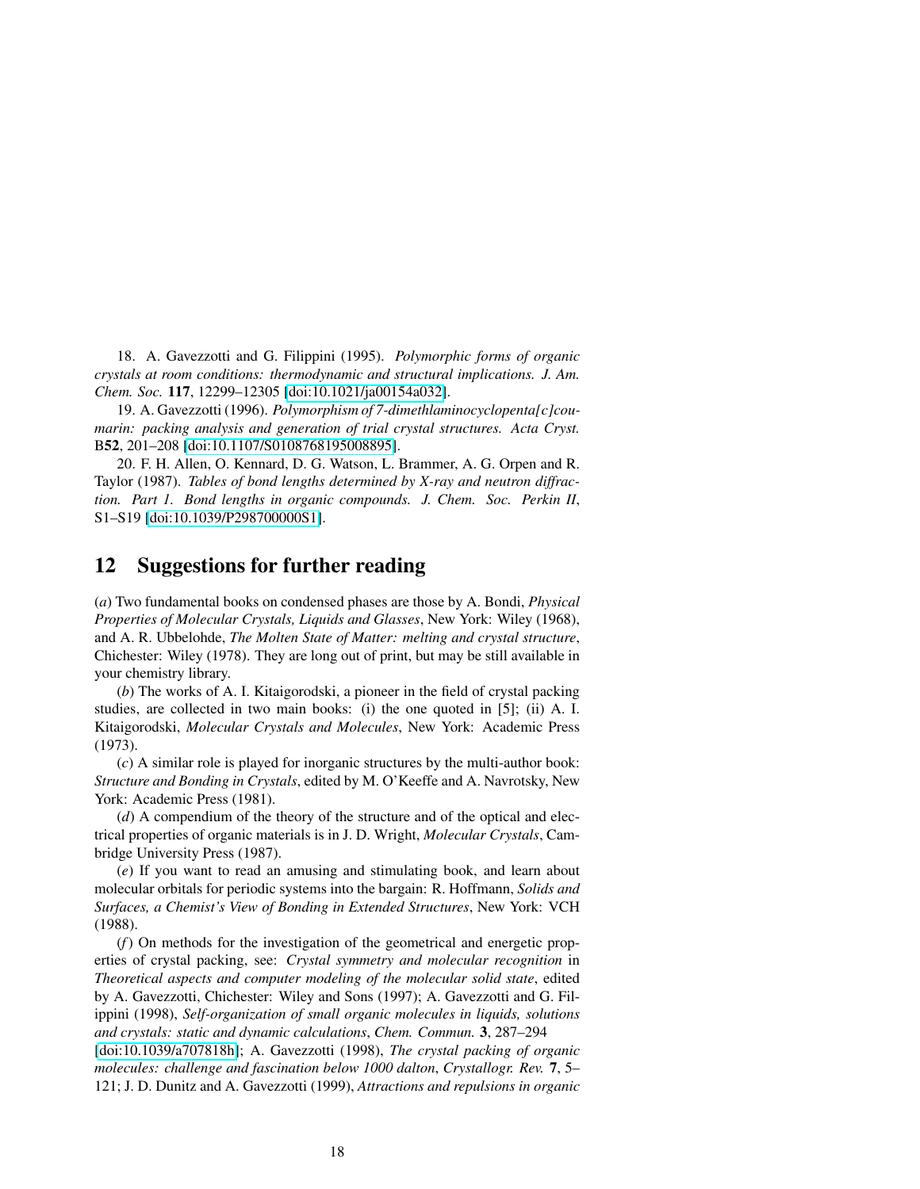18. A. Gavezzotti and G. Filippini (1995). *Polymorphic forms of organic crystals at room conditions: thermodynamic and structural implications. J. Am. Chem. Soc.* **117**, 12299–12305 [doi:10.1021/ja00154a032].

19. A. Gavezzotti (1996). *Polymorphism of 7-dimethlaminocyclopenta[c]coumarin: packing analysis and generation of trial crystal structures. Acta Cryst.* B**52**, 201–208 [doi:10.1107/S0108768195008895].

20. F. H. Allen, O. Kennard, D. G. Watson, L. Brammer, A. G. Orpen and R. Taylor (1987). *Tables of bond lengths determined by X-ray and neutron diffraction. Part 1. Bond lengths in organic compounds. J. Chem. Soc. Perkin II*, S1–S19 [doi:10.1039/P298700000S1].

## 12 Suggestions for further reading

(*a*) Two fundamental books on condensed phases are those by A. Bondi, *Physical Properties of Molecular Crystals, Liquids and Glasses*, New York: Wiley (1968), and A. R. Ubbelohde, *The Molten State of Matter: melting and crystal structure*, Chichester: Wiley (1978). They are long out of print, but may be still available in your chemistry library.

(*b*) The works of A. I. Kitaigorodski, a pioneer in the field of crystal packing studies, are collected in two main books: (i) the one quoted in [5]; (ii) A. I. Kitaigorodski, *Molecular Crystals and Molecules*, New York: Academic Press (1973).

(*c*) A similar role is played for inorganic structures by the multi-author book: *Structure and Bonding in Crystals*, edited by M. O'Keeffe and A. Navrotsky, New York: Academic Press (1981).

(*d*) A compendium of the theory of the structure and of the optical and electrical properties of organic materials is in J. D. Wright, *Molecular Crystals*, Cambridge University Press (1987).

(*e*) If you want to read an amusing and stimulating book, and learn about molecular orbitals for periodic systems into the bargain: R. Hoffmann, *Solids and Surfaces, a Chemist's View of Bonding in Extended Structures*, New York: VCH (1988).

(*f*) On methods for the investigation of the geometrical and energetic properties of crystal packing, see: *Crystal symmetry and molecular recognition* in *Theoretical aspects and computer modeling of the molecular solid state*, edited by A. Gavezzotti, Chichester: Wiley and Sons (1997); A. Gavezzotti and G. Filippini (1998), *Self-organization of small organic molecules in liquids, solutions and crystals: static and dynamic calculations*, *Chem. Commun.* **3**, 287–294 [doi:10.1039/a707818h]; A. Gavezzotti (1998), *The crystal packing of organic molecules: challenge and fascination below 1000 dalton*, *Crystallogr. Rev.* **7**, 5–121; J. D. Dunitz and A. Gavezzotti (1999), *Attractions and repulsions in organic*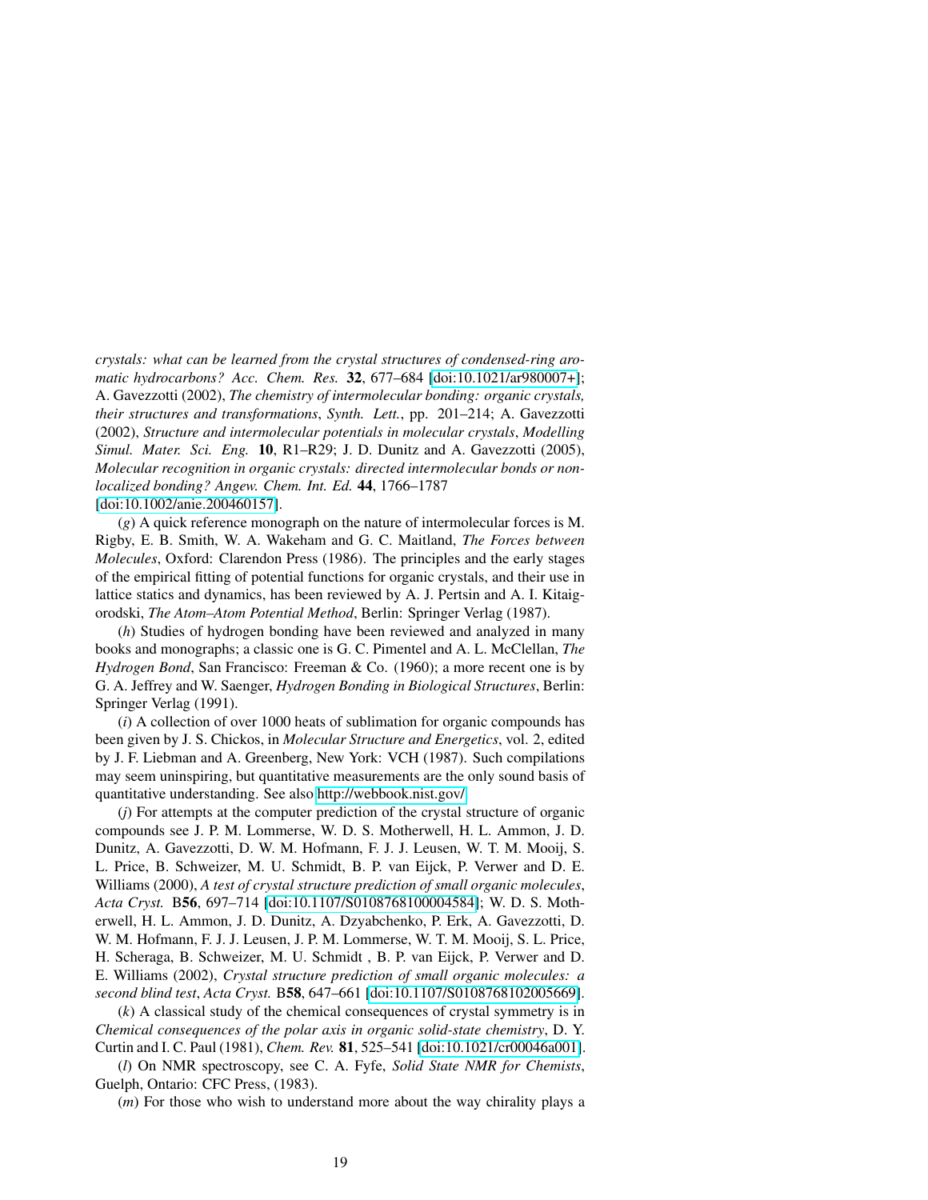*crystals: what can be learned from the crystal structures of condensed-ring aromatic hydrocarbons? Acc. Chem. Res.* **32**, 677–684 [doi:10.1021/ar980007+]; A. Gavezzotti (2002), *The chemistry of intermolecular bonding: organic crystals, their structures and transformations*, *Synth. Lett.*, pp. 201–214; A. Gavezzotti (2002), *Structure and intermolecular potentials in molecular crystals*, *Modelling Simul. Mater. Sci. Eng.* **10**, R1–R29; J. D. Dunitz and A. Gavezzotti (2005), *Molecular recognition in organic crystals: directed intermolecular bonds or nonlocalized bonding? Angew. Chem. Int. Ed.* **44**, 1766–1787 [doi:10.1002/anie.200460157].

(*g*) A quick reference monograph on the nature of intermolecular forces is M. Rigby, E. B. Smith, W. A. Wakeham and G. C. Maitland, *The Forces between Molecules*, Oxford: Clarendon Press (1986). The principles and the early stages of the empirical fitting of potential functions for organic crystals, and their use in lattice statics and dynamics, has been reviewed by A. J. Pertsin and A. I. Kitaigorodski, *The Atom–Atom Potential Method*, Berlin: Springer Verlag (1987).

(*h*) Studies of hydrogen bonding have been reviewed and analyzed in many books and monographs; a classic one is G. C. Pimentel and A. L. McClellan, *The Hydrogen Bond*, San Francisco: Freeman & Co. (1960); a more recent one is by G. A. Jeffrey and W. Saenger, *Hydrogen Bonding in Biological Structures*, Berlin: Springer Verlag (1991).

(*i*) A collection of over 1000 heats of sublimation for organic compounds has been given by J. S. Chickos, in *Molecular Structure and Energetics*, vol. 2, edited by J. F. Liebman and A. Greenberg, New York: VCH (1987). Such compilations may seem uninspiring, but quantitative measurements are the only sound basis of quantitative understanding. See also http://webbook.nist.gov/

(*j*) For attempts at the computer prediction of the crystal structure of organic compounds see J. P. M. Lommerse, W. D. S. Motherwell, H. L. Ammon, J. D. Dunitz, A. Gavezzotti, D. W. M. Hofmann, F. J. J. Leusen, W. T. M. Mooij, S. L. Price, B. Schweizer, M. U. Schmidt, B. P. van Eijck, P. Verwer and D. E. Williams (2000), *A test of crystal structure prediction of small organic molecules*, *Acta Cryst.* B**56**, 697–714 [doi:10.1107/S0108768100004584]; W. D. S. Motherwell, H. L. Ammon, J. D. Dunitz, A. Dzyabchenko, P. Erk, A. Gavezzotti, D. W. M. Hofmann, F. J. J. Leusen, J. P. M. Lommerse, W. T. M. Mooij, S. L. Price, H. Scheraga, B. Schweizer, M. U. Schmidt , B. P. van Eijck, P. Verwer and D. E. Williams (2002), *Crystal structure prediction of small organic molecules: a second blind test*, *Acta Cryst.* B**58**, 647–661 [doi:10.1107/S0108768102005669].

(*k*) A classical study of the chemical consequences of crystal symmetry is in *Chemical consequences of the polar axis in organic solid-state chemistry*, D. Y. Curtin and I. C. Paul (1981), *Chem. Rev.* **81**, 525–541 [doi:10.1021/cr00046a001].

(*l*) On NMR spectroscopy, see C. A. Fyfe, *Solid State NMR for Chemists*, Guelph, Ontario: CFC Press, (1983).

(*m*) For those who wish to understand more about the way chirality plays a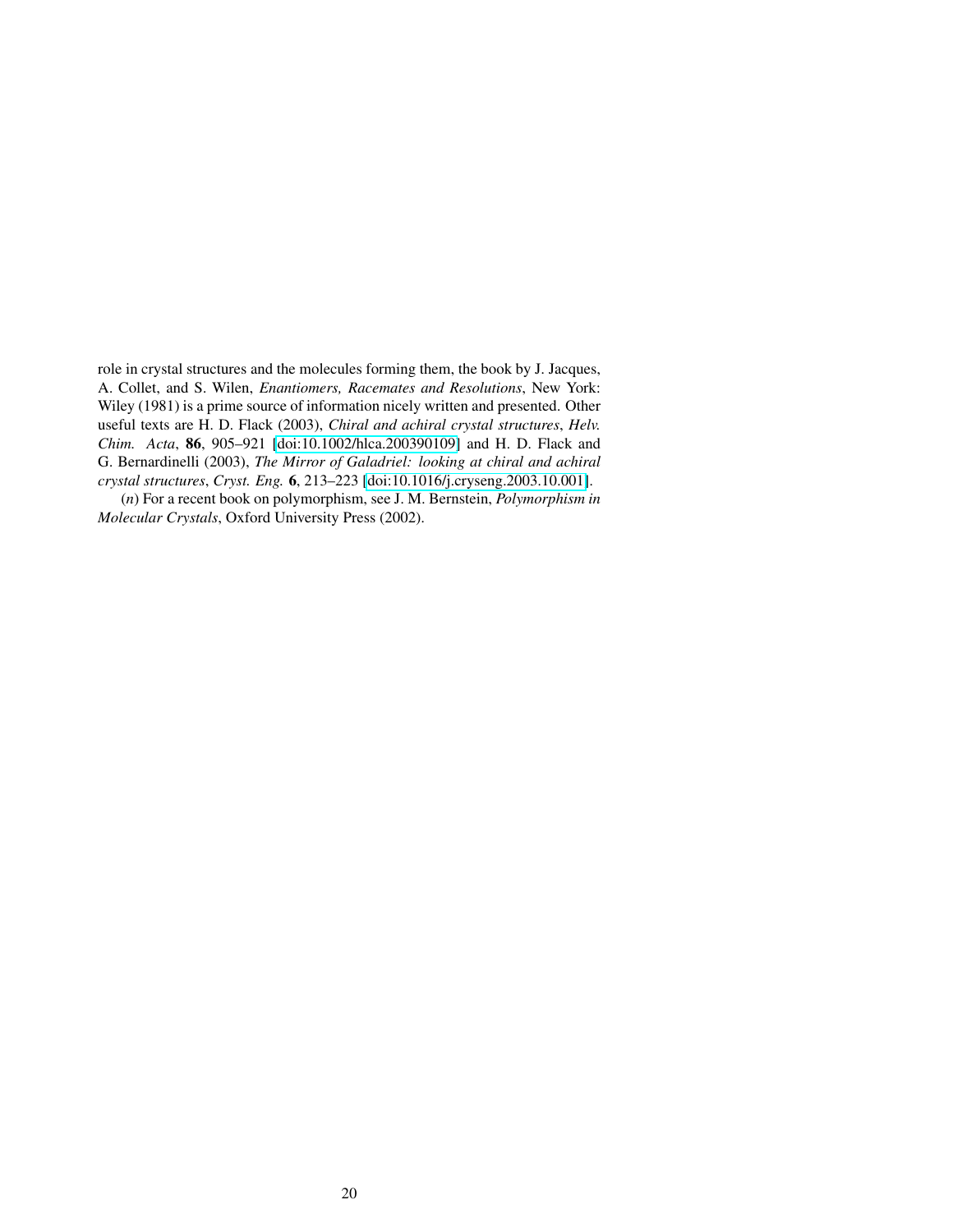role in crystal structures and the molecules forming them, the book by J. Jacques, A. Collet, and S. Wilen, *Enantiomers, Racemates and Resolutions*, New York: Wiley (1981) is a prime source of information nicely written and presented. Other useful texts are H. D. Flack (2003), *Chiral and achiral crystal structures*, *Helv. Chim. Acta*, **86**, 905–921 [doi:10.1002/hlca.200390109] and H. D. Flack and G. Bernardinelli (2003), *The Mirror of Galadriel: looking at chiral and achiral crystal structures*, *Cryst. Eng.* **6**, 213–223 [doi:10.1016/j.cryseng.2003.10.001].

(*n*) For a recent book on polymorphism, see J. M. Bernstein, *Polymorphism in Molecular Crystals*, Oxford University Press (2002).